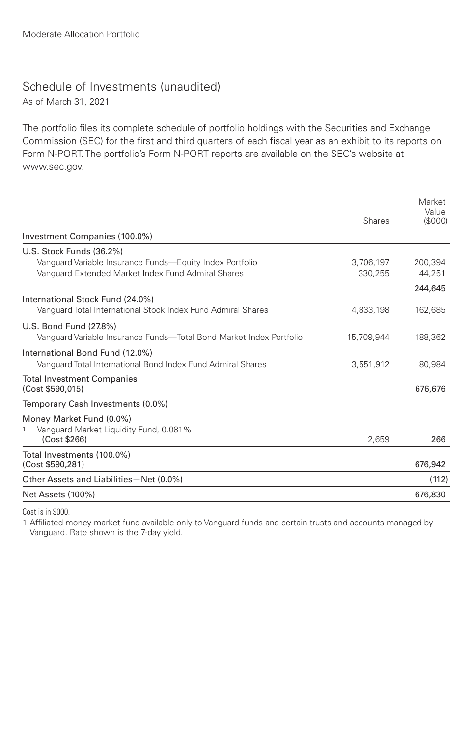Moderate Allocation Portfolio

# Schedule of Investments (unaudited)

As of March 31, 2021

The portfolio files its complete schedule of portfolio holdings with the Securities and Exchange Commission (SEC) for the first and third quarters of each fiscal year as an exhibit to its reports on Form N-PORT. The portfolio's Form N-PORT reports are available on the SEC's website at www.sec.gov.

| | Shares | Market Value ($000) |
|---|---|---|
| **Investment Companies (100.0%)** | | |
| U.S. Stock Funds (36.2%) | | |
| Vanguard Variable Insurance Funds—Equity Index Portfolio | 3,706,197 | 200,394 |
| Vanguard Extended Market Index Fund Admiral Shares | 330,255 | 44,251 |
| | | 244,645 |
| International Stock Fund (24.0%) | | |
| Vanguard Total International Stock Index Fund Admiral Shares | 4,833,198 | 162,685 |
| U.S. Bond Fund (27.8%) | | |
| Vanguard Variable Insurance Funds—Total Bond Market Index Portfolio | 15,709,944 | 188,362 |
| International Bond Fund (12.0%) | | |
| Vanguard Total International Bond Index Fund Admiral Shares | 3,551,912 | 80,984 |
| Total Investment Companies (Cost $590,015) | | 676,676 |
| **Temporary Cash Investments (0.0%)** | | |
| Money Market Fund (0.0%) | | |
| [1] Vanguard Market Liquidity Fund, 0.081% (Cost $266) | 2,659 | 266 |
| Total Investments (100.0%) (Cost $590,281) | | 676,942 |
| Other Assets and Liabilities—Net (0.0%) | | (112) |
| Net Assets (100%) | | 676,830 |

Cost is in $000.

1 Affiliated money market fund available only to Vanguard funds and certain trusts and accounts managed by Vanguard. Rate shown is the 7-day yield.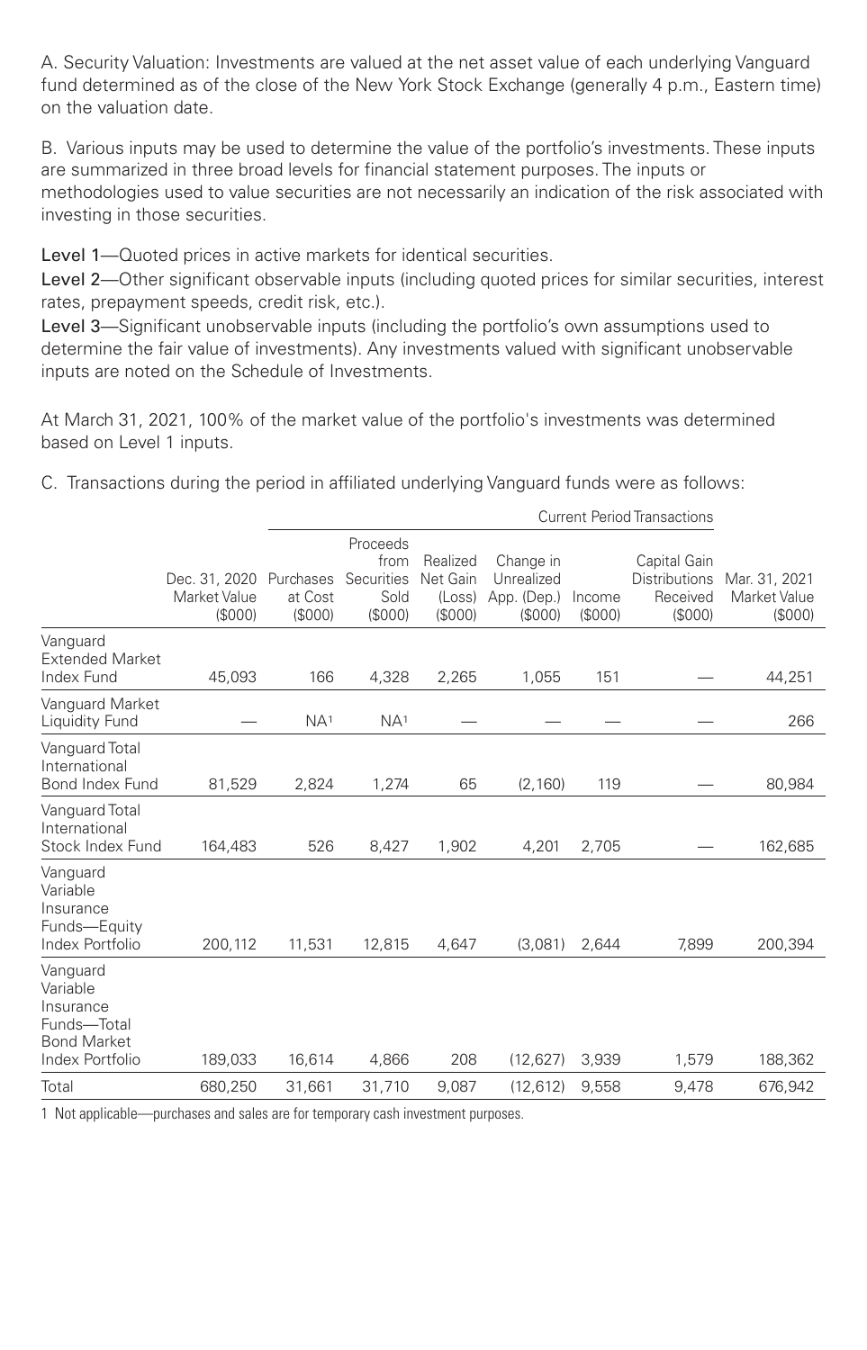A. Security Valuation: Investments are valued at the net asset value of each underlying Vanguard fund determined as of the close of the New York Stock Exchange (generally 4 p.m., Eastern time) on the valuation date.

B. Various inputs may be used to determine the value of the portfolio's investments. These inputs are summarized in three broad levels for financial statement purposes. The inputs or methodologies used to value securities are not necessarily an indication of the risk associated with investing in those securities.

Level 1—Quoted prices in active markets for identical securities.
Level 2—Other significant observable inputs (including quoted prices for similar securities, interest rates, prepayment speeds, credit risk, etc.).
Level 3—Significant unobservable inputs (including the portfolio's own assumptions used to determine the fair value of investments). Any investments valued with significant unobservable inputs are noted on the Schedule of Investments.

At March 31, 2021, 100% of the market value of the portfolio's investments was determined based on Level 1 inputs.

C. Transactions during the period in affiliated underlying Vanguard funds were as follows:

| | | Current Period Transactions | | | | | | |
|---|---|---|---|---|---|---|---|---|
| | Dec. 31, 2020 Market Value ($000) | Purchases at Cost ($000) | Proceeds from Securities Sold ($000) | Realized Net Gain (Loss) ($000) | Change in Unrealized App. (Dep.) ($000) | Income ($000) | Capital Gain Distributions Received ($000) | Mar. 31, 2021 Market Value ($000) |
| Vanguard Extended Market Index Fund | 45,093 | 166 | 4,328 | 2,265 | 1,055 | 151 | — | 44,251 |
| Vanguard Market Liquidity Fund | — | NA[1] | NA[1] | — | — | — | — | 266 |
| Vanguard Total International Bond Index Fund | 81,529 | 2,824 | 1,274 | 65 | (2,160) | 119 | — | 80,984 |
| Vanguard Total International Stock Index Fund | 164,483 | 526 | 8,427 | 1,902 | 4,201 | 2,705 | — | 162,685 |
| Vanguard Variable Insurance Funds—Equity Index Portfolio | 200,112 | 11,531 | 12,815 | 4,647 | (3,081) | 2,644 | 7,899 | 200,394 |
| Vanguard Variable Insurance Funds—Total Bond Market Index Portfolio | 189,033 | 16,614 | 4,866 | 208 | (12,627) | 3,939 | 1,579 | 188,362 |
| Total | 680,250 | 31,661 | 31,710 | 9,087 | (12,612) | 9,558 | 9,478 | 676,942 |

1 Not applicable—purchases and sales are for temporary cash investment purposes.